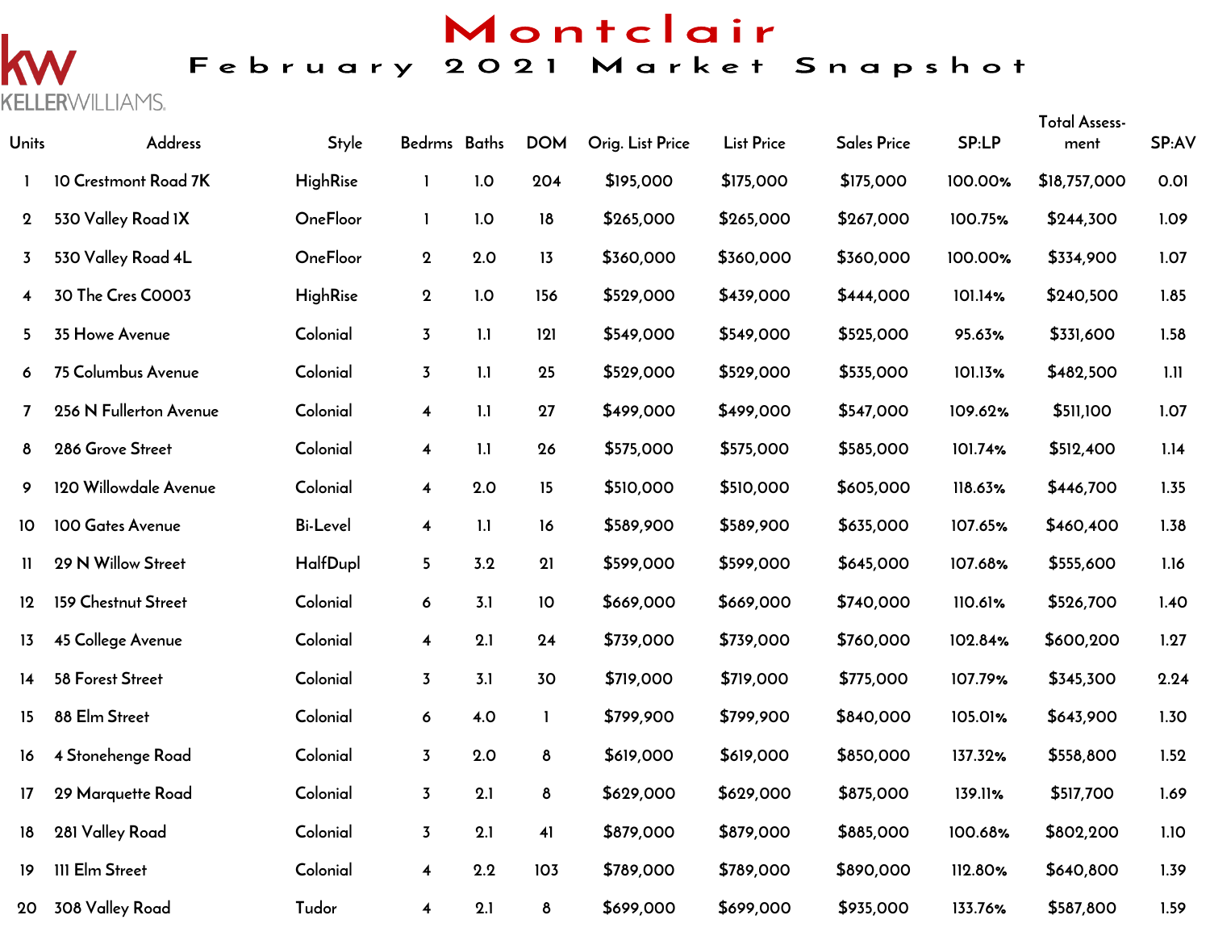KW KELLERWILLIAMS.

# Montclair

## February 2021 Market Snapshot

| Units | Address | Style | Bedrms | Baths | DOM | Orig. List Price | List Price | Sales Price | SP:LP | Total Assess-ment | SP:AV |
|---|---|---|---|---|---|---|---|---|---|---|---|
| 1 | 10 Crestmont Road 7K | HighRise | 1 | 1.0 | 204 | $195,000 | $175,000 | $175,000 | 100.00% | $18,757,000 | 0.01 |
| 2 | 530 Valley Road 1X | OneFloor | 1 | 1.0 | 18 | $265,000 | $265,000 | $267,000 | 100.75% | $244,300 | 1.09 |
| 3 | 530 Valley Road 4L | OneFloor | 2 | 2.0 | 13 | $360,000 | $360,000 | $360,000 | 100.00% | $334,900 | 1.07 |
| 4 | 30 The Cres C0003 | HighRise | 2 | 1.0 | 156 | $529,000 | $439,000 | $444,000 | 101.14% | $240,500 | 1.85 |
| 5 | 35 Howe Avenue | Colonial | 3 | 1.1 | 121 | $549,000 | $549,000 | $525,000 | 95.63% | $331,600 | 1.58 |
| 6 | 75 Columbus Avenue | Colonial | 3 | 1.1 | 25 | $529,000 | $529,000 | $535,000 | 101.13% | $482,500 | 1.11 |
| 7 | 256 N Fullerton Avenue | Colonial | 4 | 1.1 | 27 | $499,000 | $499,000 | $547,000 | 109.62% | $511,100 | 1.07 |
| 8 | 286 Grove Street | Colonial | 4 | 1.1 | 26 | $575,000 | $575,000 | $585,000 | 101.74% | $512,400 | 1.14 |
| 9 | 120 Willowdale Avenue | Colonial | 4 | 2.0 | 15 | $510,000 | $510,000 | $605,000 | 118.63% | $446,700 | 1.35 |
| 10 | 100 Gates Avenue | Bi-Level | 4 | 1.1 | 16 | $589,900 | $589,900 | $635,000 | 107.65% | $460,400 | 1.38 |
| 11 | 29 N Willow Street | HalfDupl | 5 | 3.2 | 21 | $599,000 | $599,000 | $645,000 | 107.68% | $555,600 | 1.16 |
| 12 | 159 Chestnut Street | Colonial | 6 | 3.1 | 10 | $669,000 | $669,000 | $740,000 | 110.61% | $526,700 | 1.40 |
| 13 | 45 College Avenue | Colonial | 4 | 2.1 | 24 | $739,000 | $739,000 | $760,000 | 102.84% | $600,200 | 1.27 |
| 14 | 58 Forest Street | Colonial | 3 | 3.1 | 30 | $719,000 | $719,000 | $775,000 | 107.79% | $345,300 | 2.24 |
| 15 | 88 Elm Street | Colonial | 6 | 4.0 | 1 | $799,900 | $799,900 | $840,000 | 105.01% | $643,900 | 1.30 |
| 16 | 4 Stonehenge Road | Colonial | 3 | 2.0 | 8 | $619,000 | $619,000 | $850,000 | 137.32% | $558,800 | 1.52 |
| 17 | 29 Marquette Road | Colonial | 3 | 2.1 | 8 | $629,000 | $629,000 | $875,000 | 139.11% | $517,700 | 1.69 |
| 18 | 281 Valley Road | Colonial | 3 | 2.1 | 41 | $879,000 | $879,000 | $885,000 | 100.68% | $802,200 | 1.10 |
| 19 | 111 Elm Street | Colonial | 4 | 2.2 | 103 | $789,000 | $789,000 | $890,000 | 112.80% | $640,800 | 1.39 |
| 20 | 308 Valley Road | Tudor | 4 | 2.1 | 8 | $699,000 | $699,000 | $935,000 | 133.76% | $587,800 | 1.59 |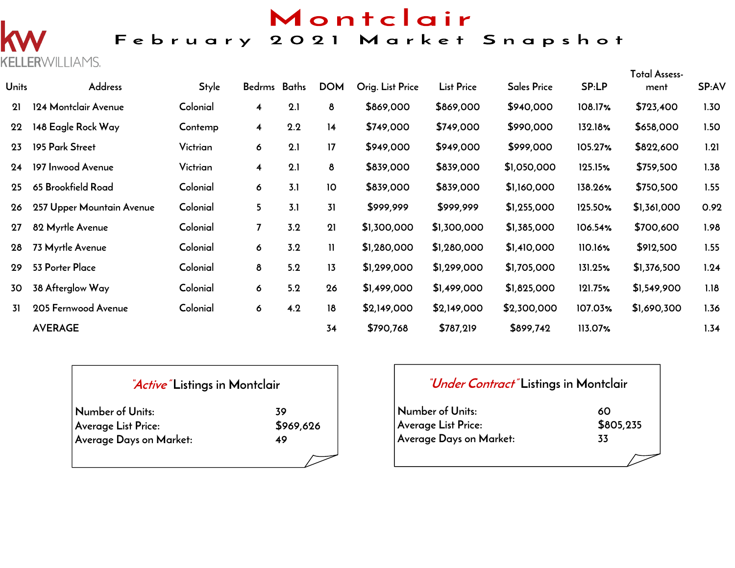# Montclair

## February 2021 Market Snapshot

KELLERWILLIAMS.

| Units | Address | Style | Bedrms | Baths | DOM | Orig. List Price | List Price | Sales Price | SP:LP | Total Assess-ment | SP:AV |
|---|---|---|---|---|---|---|---|---|---|---|---|
| 21 | 124 Montclair Avenue | Colonial | 4 | 2.1 | 8 | $869,000 | $869,000 | $940,000 | 108.17% | $723,400 | 1.30 |
| 22 | 148 Eagle Rock Way | Contemp | 4 | 2.2 | 14 | $749,000 | $749,000 | $990,000 | 132.18% | $658,000 | 1.50 |
| 23 | 195 Park Street | Victrian | 6 | 2.1 | 17 | $949,000 | $949,000 | $999,000 | 105.27% | $822,600 | 1.21 |
| 24 | 197 Inwood Avenue | Victrian | 4 | 2.1 | 8 | $839,000 | $839,000 | $1,050,000 | 125.15% | $759,500 | 1.38 |
| 25 | 65 Brookfield Road | Colonial | 6 | 3.1 | 10 | $839,000 | $839,000 | $1,160,000 | 138.26% | $750,500 | 1.55 |
| 26 | 257 Upper Mountain Avenue | Colonial | 5 | 3.1 | 31 | $999,999 | $999,999 | $1,255,000 | 125.50% | $1,361,000 | 0.92 |
| 27 | 82 Myrtle Avenue | Colonial | 7 | 3.2 | 21 | $1,300,000 | $1,300,000 | $1,385,000 | 106.54% | $700,600 | 1.98 |
| 28 | 73 Myrtle Avenue | Colonial | 6 | 3.2 | 11 | $1,280,000 | $1,280,000 | $1,410,000 | 110.16% | $912,500 | 1.55 |
| 29 | 53 Porter Place | Colonial | 8 | 5.2 | 13 | $1,299,000 | $1,299,000 | $1,705,000 | 131.25% | $1,376,500 | 1.24 |
| 30 | 38 Afterglow Way | Colonial | 6 | 5.2 | 26 | $1,499,000 | $1,499,000 | $1,825,000 | 121.75% | $1,549,900 | 1.18 |
| 31 | 205 Fernwood Avenue | Colonial | 6 | 4.2 | 18 | $2,149,000 | $2,149,000 | $2,300,000 | 107.03% | $1,690,300 | 1.36 |
| | AVERAGE | | | | 34 | $790,768 | $787,219 | $899,742 | 113.07% | | 1.34 |

### *"Active"* Listings in Montclair

| | |
|---|---|
| Number of Units: | 39 |
| Average List Price: | $969,626 |
| Average Days on Market: | 49 |

### *"Under Contract"* Listings in Montclair

| | |
|---|---|
| Number of Units: | 60 |
| Average List Price: | $805,235 |
| Average Days on Market: | 33 |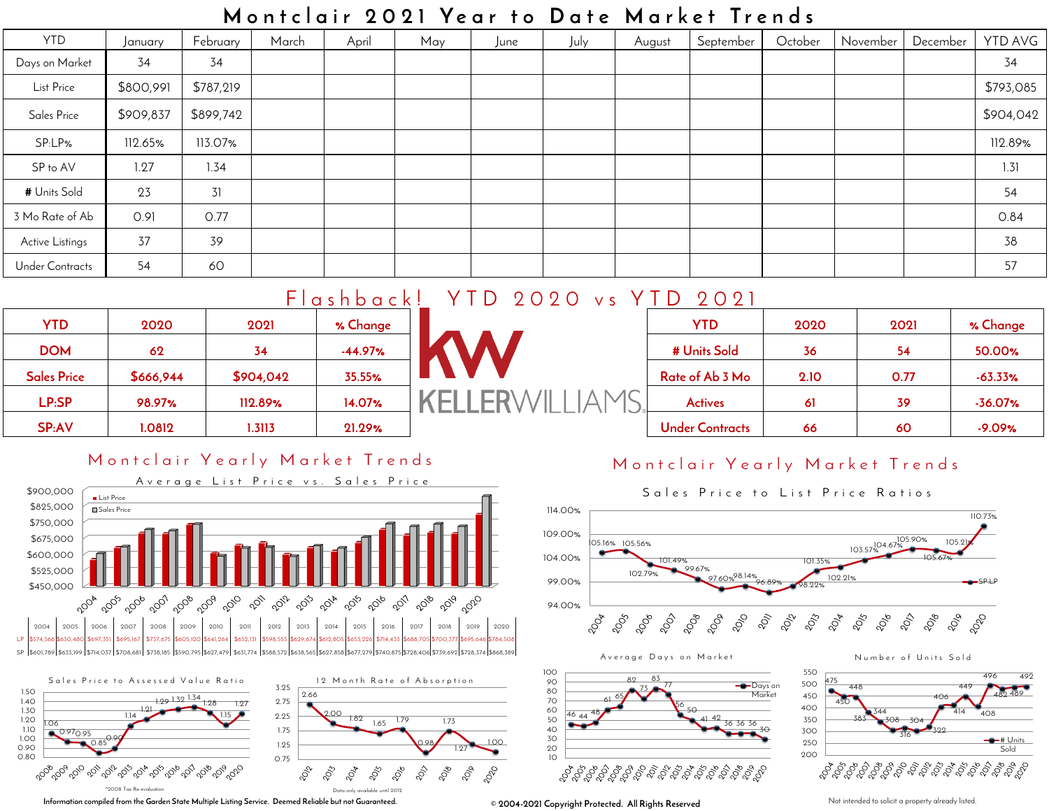# Montclair 2021 Year to Date Market Trends

| YTD | January | February | March | April | May | June | July | August | September | October | November | December | YTD AVG |
|---|---|---|---|---|---|---|---|---|---|---|---|---|---|
| Days on Market | 34 | 34 | | | | | | | | | | | 34 |
| List Price | $800,991 | $787,219 | | | | | | | | | | | $793,085 |
| Sales Price | $909,837 | $899,742 | | | | | | | | | | | $904,042 |
| SP:LP% | 112.65% | 113.07% | | | | | | | | | | | 112.89% |
| SP to AV | 1.27 | 1.34 | | | | | | | | | | | 1.31 |
| # Units Sold | 23 | 31 | | | | | | | | | | | 54 |
| 3 Mo Rate of Ab | 0.91 | 0.77 | | | | | | | | | | | 0.84 |
| Active Listings | 37 | 39 | | | | | | | | | | | 38 |
| Under Contracts | 54 | 60 | | | | | | | | | | | 57 |

## Flashback! YTD 2020 vs YTD 2021

| YTD | 2020 | 2021 | % Change |
|---|---|---|---|
| DOM | 62 | 34 | -44.97% |
| Sales Price | $666,944 | $904,042 | 35.55% |
| LP:SP | 98.97% | 112.89% | 14.07% |
| SP:AV | 1.0812 | 1.3113 | 21.29% |

KELLERWILLIAMS

| YTD | 2020 | 2021 | % Change |
|---|---|---|---|
| # Units Sold | 36 | 54 | 50.00% |
| Rate of Ab 3 Mo | 2.10 | 0.77 | -63.33% |
| Actives | 61 | 39 | -36.07% |
| Under Contracts | 66 | 60 | -9.09% |

## Montclair Yearly Market Trends

Average List Price vs. Sales Price

List Price
Sales Price

$900,000 $825,000 $750,000 $675,000 $600,000 $525,000 $450,000

| | 2004 | 2005 | 2006 | 2007 | 2008 | 2009 | 2010 | 2011 | 2012 | 2013 | 2014 | 2015 | 2016 | 2017 | 2018 | 2019 | 2020 |
|---|---|---|---|---|---|---|---|---|---|---|---|---|---|---|---|---|---|
| LP | $574,566 | $630,480 | $697,351 | $695,167 | $737,675 | $605,120 | $641,264 | $652,131 | $598,553 | $629,674 | $612,805 | $653,226 | $714,433 | $688,705 | $700,377 | $695,646 | $784,508 |
| SP | $601,789 | $633,199 | $714,037 | $708,681 | $738,185 | $590,795 | $627,479 | $631,774 | $588,572 | $638,565 | $627,858 | $677,279 | $740,875 | $728,406 | $739,692 | $728,374 | $868,389 |

## Montclair Yearly Market Trends

Sales Price to List Price Ratios

105.16% 105.56% 102.79% 101.49% 99.67% 97.60% 98.14% 96.89% 98.22% 101.35% 102.21% 103.57% 104.67% 105.90% 105.67% 105.21% 110.73%

SP:LP

2004 2005 2006 2007 2008 2009 2010 2011 2012 2013 2014 2015 2016 2017 2018 2019 2020

Sales Price to Assessed Value Ratio

1.06 0.97 0.95 0.85 0.90 1.14 1.21 1.29 1.32 1.34 1.28 1.15 1.27

2008 2009 2010 2011 2012 2013 2014 2015 2016 2017 2018 2019 2020

*2008 Tax Re-evaluation

12 Month Rate of Absorption

2.66 2.00 1.82 1.65 1.79 0.98 1.73 1.27 1.00

2012 2013 2014 2015 2016 2017 2018 2019 2020

Data only available until 2012

Average Days on Market

46 44 48 61 65 82 73 83 77 56 50 41 42 36 36 36 30

Days on Market

2004 2005 2006 2007 2008 2009 2010 2011 2012 2013 2014 2015 2016 2017 2018 2019 2020

Number of Units Sold

475 450 448 383 344 308 316 304 322 406 414 449 408 496 482 489 492

# Units Sold

2004 2005 2006 2007 2008 2009 2010 2011 2012 2013 2014 2015 2016 2017 2018 2019 2020

Information compiled from the Garden State Multiple Listing Service. Deemed Reliable but not Guaranteed.

© 2004-2021 Copyright Protected. All Rights Reserved

Not intended to solicit a property already listed.